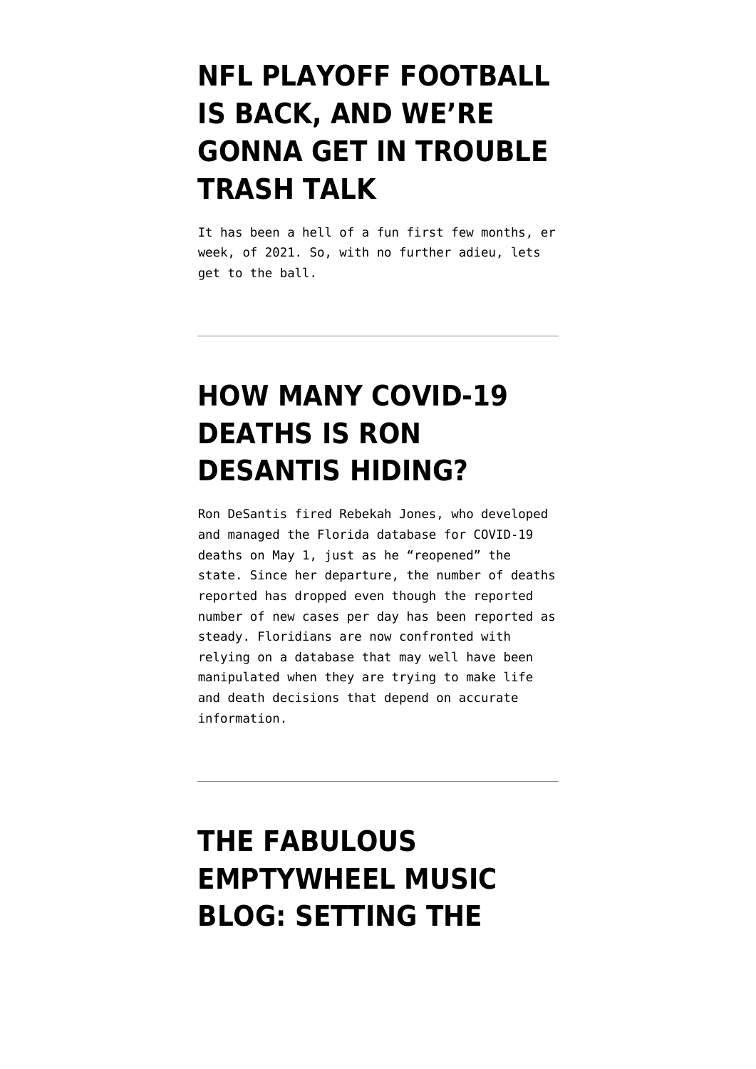# NFL PLAYOFF FOOTBALL IS BACK, AND WE'RE GONNA GET IN TROUBLE TRASH TALK

It has been a hell of a fun first few months, er week, of 2021. So, with no further adieu, lets get to the ball.

---

# HOW MANY COVID-19 DEATHS IS RON DESANTIS HIDING?

Ron DeSantis fired Rebekah Jones, who developed and managed the Florida database for COVID-19 deaths on May 1, just as he "reopened" the state. Since her departure, the number of deaths reported has dropped even though the reported number of new cases per day has been reported as steady. Floridians are now confronted with relying on a database that may well have been manipulated when they are trying to make life and death decisions that depend on accurate information.

---

# THE FABULOUS EMPTYWHEEL MUSIC BLOG: SETTING THE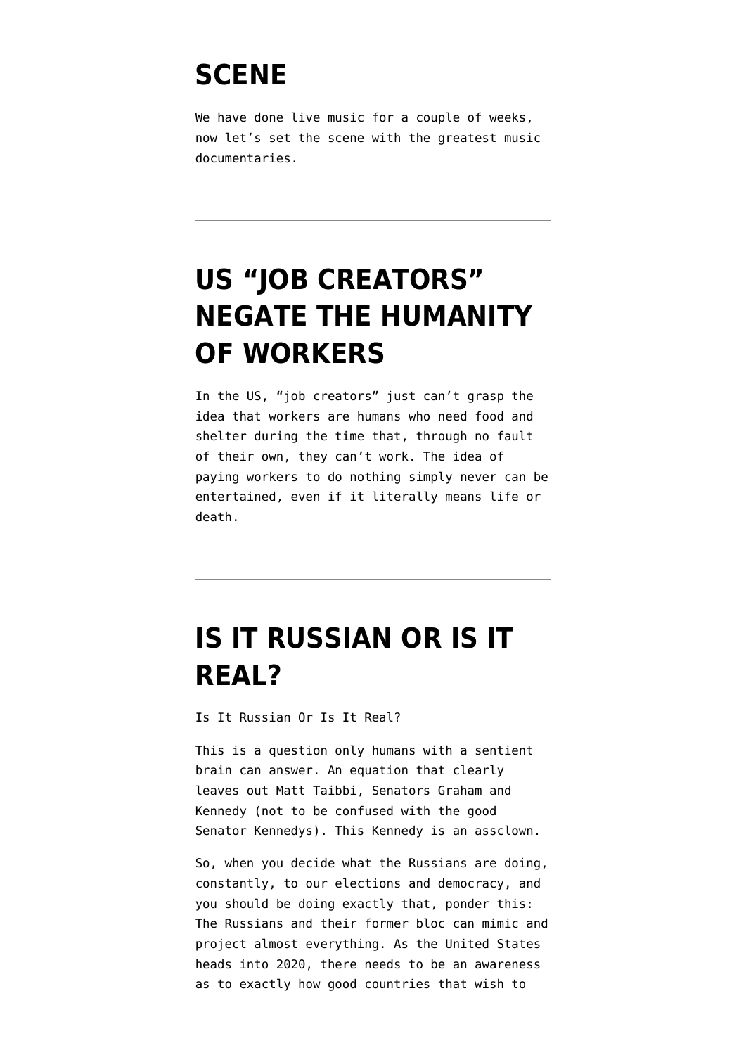## SCENE

We have done live music for a couple of weeks, now let's set the scene with the greatest music documentaries.

---

## US "JOB CREATORS" NEGATE THE HUMANITY OF WORKERS

In the US, "job creators" just can't grasp the idea that workers are humans who need food and shelter during the time that, through no fault of their own, they can't work. The idea of paying workers to do nothing simply never can be entertained, even if it literally means life or death.

---

## IS IT RUSSIAN OR IS IT REAL?

Is It Russian Or Is It Real?

This is a question only humans with a sentient brain can answer. An equation that clearly leaves out Matt Taibbi, Senators Graham and Kennedy (not to be confused with the good Senator Kennedys). This Kennedy is an assclown.

So, when you decide what the Russians are doing, constantly, to our elections and democracy, and you should be doing exactly that, ponder this: The Russians and their former bloc can mimic and project almost everything. As the United States heads into 2020, there needs to be an awareness as to exactly how good countries that wish to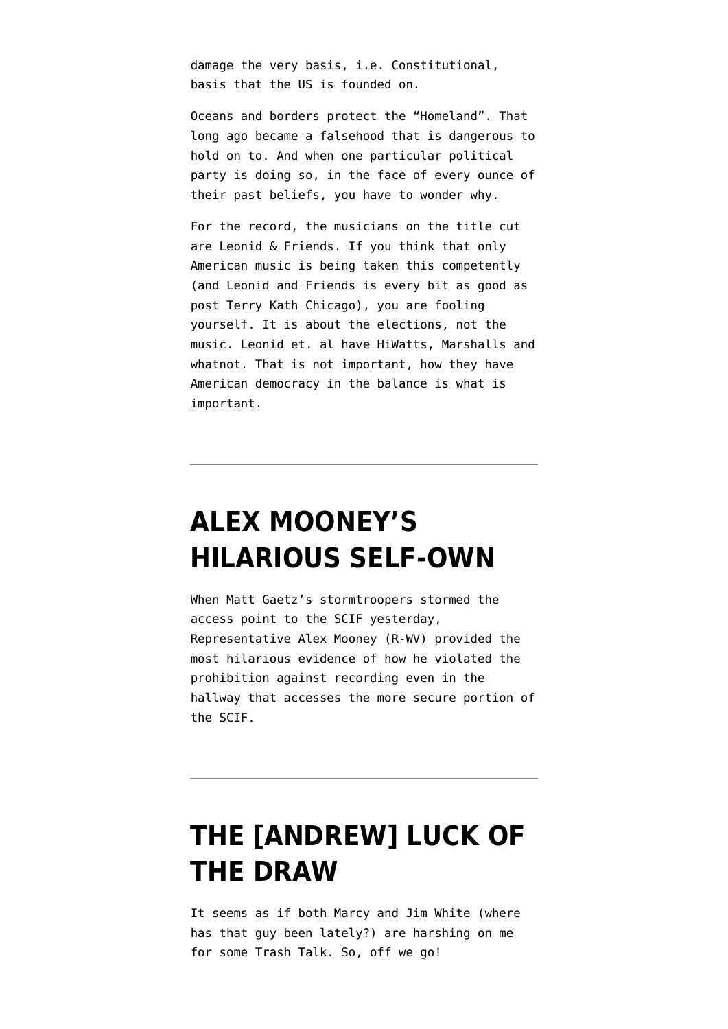damage the very basis, i.e. Constitutional, basis that the US is founded on.

Oceans and borders protect the "Homeland". That long ago became a falsehood that is dangerous to hold on to. And when one particular political party is doing so, in the face of every ounce of their past beliefs, you have to wonder why.

For the record, the musicians on the title cut are Leonid & Friends. If you think that only American music is being taken this competently (and Leonid and Friends is every bit as good as post Terry Kath Chicago), you are fooling yourself. It is about the elections, not the music. Leonid et. al have HiWatts, Marshalls and whatnot. That is not important, how they have American democracy in the balance is what is important.

---

## ALEX MOONEY'S HILARIOUS SELF-OWN

When Matt Gaetz's stormtroopers stormed the access point to the SCIF yesterday, Representative Alex Mooney (R-WV) provided the most hilarious evidence of how he violated the prohibition against recording even in the hallway that accesses the more secure portion of the SCIF.

---

## THE [ANDREW] LUCK OF THE DRAW

It seems as if both Marcy and Jim White (where has that guy been lately?) are harshing on me for some Trash Talk. So, off we go!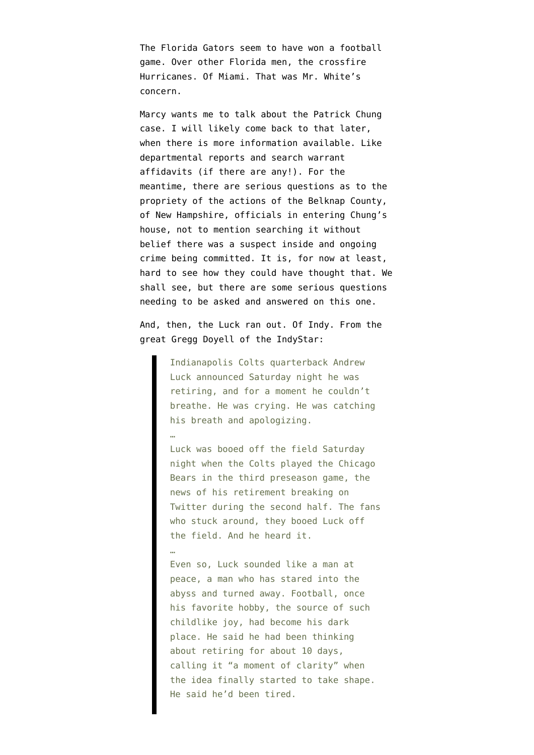The Florida Gators seem to have won a football game. Over other Florida men, the crossfire Hurricanes. Of Miami. That was Mr. White's concern.

Marcy wants me to talk about the Patrick Chung case. I will likely come back to that later, when there is more information available. Like departmental reports and search warrant affidavits (if there are any!). For the meantime, there are serious questions as to the propriety of the actions of the Belknap County, of New Hampshire, officials in entering Chung's house, not to mention searching it without belief there was a suspect inside and ongoing crime being committed. It is, for now at least, hard to see how they could have thought that. We shall see, but there are some serious questions needing to be asked and answered on this one.

And, then, the Luck ran out. Of Indy. From the great Gregg Doyell of the IndyStar:

> Indianapolis Colts quarterback Andrew Luck announced Saturday night he was retiring, and for a moment he couldn't breathe. He was crying. He was catching his breath and apologizing.
>
> …
>
> Luck was booed off the field Saturday night when the Colts played the Chicago Bears in the third preseason game, the news of his retirement breaking on Twitter during the second half. The fans who stuck around, they booed Luck off the field. And he heard it.
>
> …
>
> Even so, Luck sounded like a man at peace, a man who has stared into the abyss and turned away. Football, once his favorite hobby, the source of such childlike joy, had become his dark place. He said he had been thinking about retiring for about 10 days, calling it "a moment of clarity" when the idea finally started to take shape. He said he'd been tired.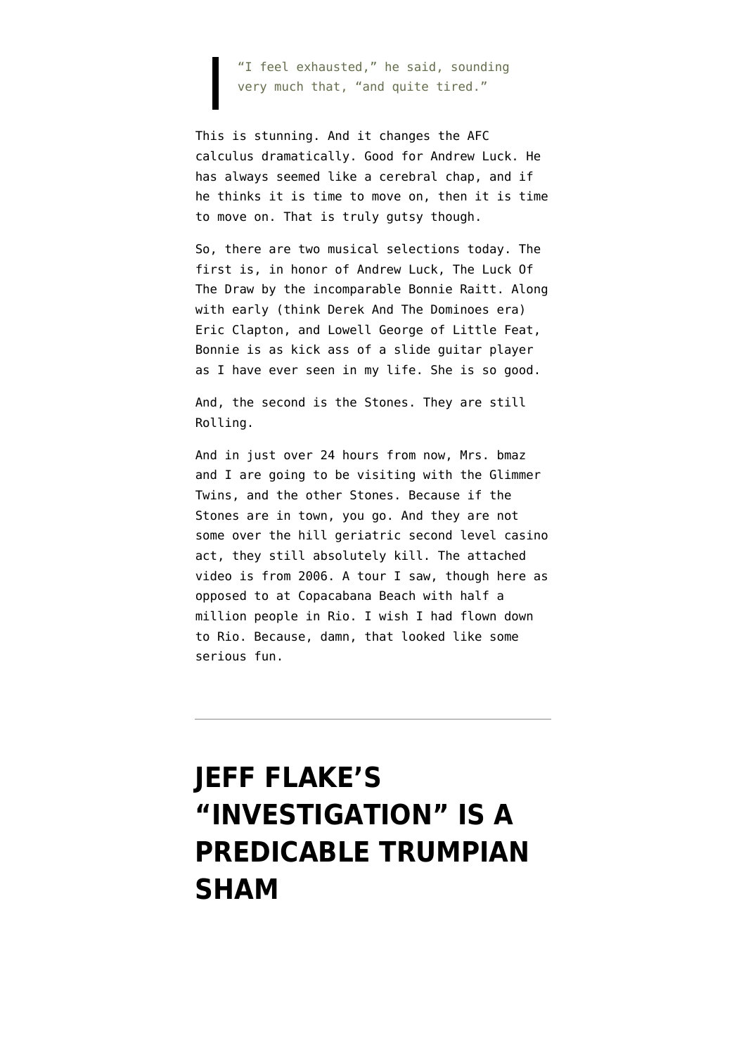> "I feel exhausted," he said, sounding very much that, "and quite tired."

This is stunning. And it changes the AFC calculus dramatically. Good for Andrew Luck. He has always seemed like a cerebral chap, and if he thinks it is time to move on, then it is time to move on. That is truly gutsy though.

So, there are two musical selections today. The first is, in honor of Andrew Luck, The Luck Of The Draw by the incomparable Bonnie Raitt. Along with early (think Derek And The Dominoes era) Eric Clapton, and Lowell George of Little Feat, Bonnie is as kick ass of a slide guitar player as I have ever seen in my life. She is so good.

And, the second is the Stones. They are still Rolling.

And in just over 24 hours from now, Mrs. bmaz and I are going to be visiting with the Glimmer Twins, and the other Stones. Because if the Stones are in town, you go. And they are not some over the hill geriatric second level casino act, they still absolutely kill. The attached video is from 2006. A tour I saw, though here as opposed to at Copacabana Beach with half a million people in Rio. I wish I had flown down to Rio. Because, damn, that looked like some serious fun.

---

# JEFF FLAKE'S "INVESTIGATION" IS A PREDICABLE TRUMPIAN SHAM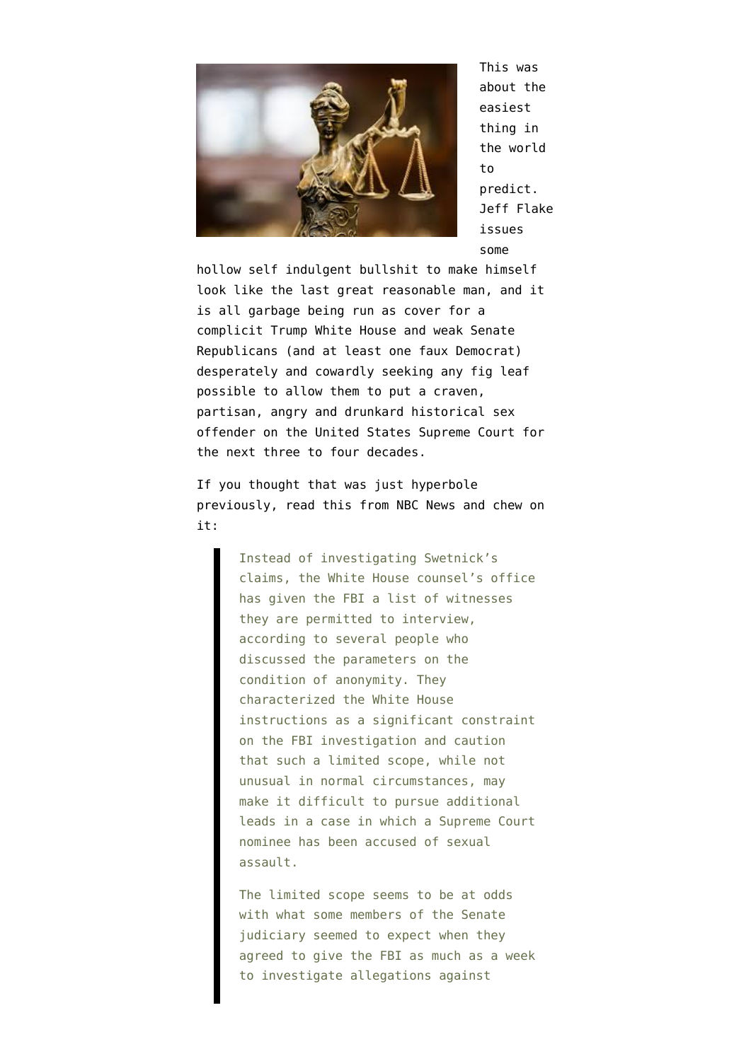This was about the easiest thing in the world to predict. Jeff Flake issues some hollow self indulgent bullshit to make himself look like the last great reasonable man, and it is all garbage being run as cover for a complicit Trump White House and weak Senate Republicans (and at least one faux Democrat) desperately and cowardly seeking any fig leaf possible to allow them to put a craven, partisan, angry and drunkard historical sex offender on the United States Supreme Court for the next three to four decades.

If you thought that was just hyperbole previously, read this from NBC News and chew on it:

> Instead of investigating Swetnick's claims, the White House counsel's office has given the FBI a list of witnesses they are permitted to interview, according to several people who discussed the parameters on the condition of anonymity. They characterized the White House instructions as a significant constraint on the FBI investigation and caution that such a limited scope, while not unusual in normal circumstances, may make it difficult to pursue additional leads in a case in which a Supreme Court nominee has been accused of sexual assault.
>
> The limited scope seems to be at odds with what some members of the Senate judiciary seemed to expect when they agreed to give the FBI as much as a week to investigate allegations against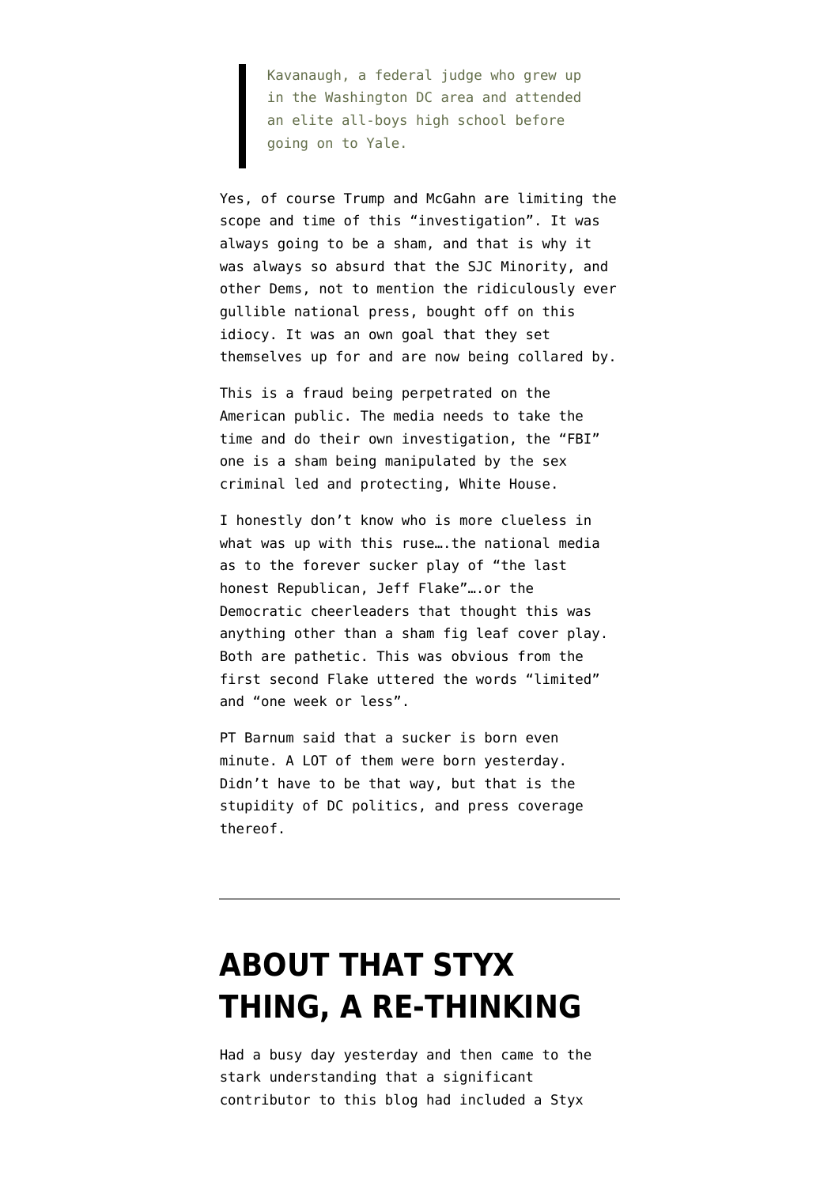> Kavanaugh, a federal judge who grew up in the Washington DC area and attended an elite all-boys high school before going on to Yale.

Yes, of course Trump and McGahn are limiting the scope and time of this "investigation". It was always going to be a sham, and that is why it was always so absurd that the SJC Minority, and other Dems, not to mention the ridiculously ever gullible national press, bought off on this idiocy. It was an own goal that they set themselves up for and are now being collared by.

This is a fraud being perpetrated on the American public. The media needs to take the time and do their own investigation, the "FBI" one is a sham being manipulated by the sex criminal led and protecting, White House.

I honestly don't know who is more clueless in what was up with this ruse….the national media as to the forever sucker play of "the last honest Republican, Jeff Flake"….or the Democratic cheerleaders that thought this was anything other than a sham fig leaf cover play. Both are pathetic. This was obvious from the first second Flake uttered the words "limited" and "one week or less".

PT Barnum said that a sucker is born even minute. A LOT of them were born yesterday. Didn't have to be that way, but that is the stupidity of DC politics, and press coverage thereof.

---

# ABOUT THAT STYX THING, A RE-THINKING

Had a busy day yesterday and then came to the stark understanding that a significant contributor to this blog had included a Styx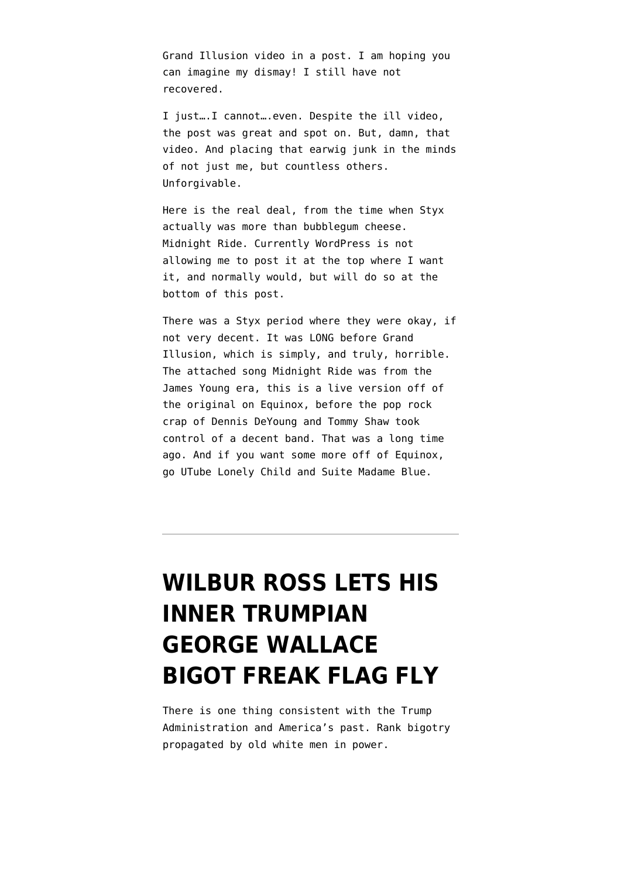Grand Illusion video in a post. I am hoping you can imagine my dismay! I still have not recovered.

I just….I cannot….even. Despite the ill video, the post was great and spot on. But, damn, that video. And placing that earwig junk in the minds of not just me, but countless others. Unforgivable.

Here is the real deal, from the time when Styx actually was more than bubblegum cheese. Midnight Ride. Currently WordPress is not allowing me to post it at the top where I want it, and normally would, but will do so at the bottom of this post.

There was a Styx period where they were okay, if not very decent. It was LONG before Grand Illusion, which is simply, and truly, horrible. The attached song Midnight Ride was from the James Young era, this is a live version off of the original on Equinox, before the pop rock crap of Dennis DeYoung and Tommy Shaw took control of a decent band. That was a long time ago. And if you want some more off of Equinox, go UTube Lonely Child and Suite Madame Blue.

---

# WILBUR ROSS LETS HIS INNER TRUMPIAN GEORGE WALLACE BIGOT FREAK FLAG FLY

There is one thing consistent with the Trump Administration and America's past. Rank bigotry propagated by old white men in power.